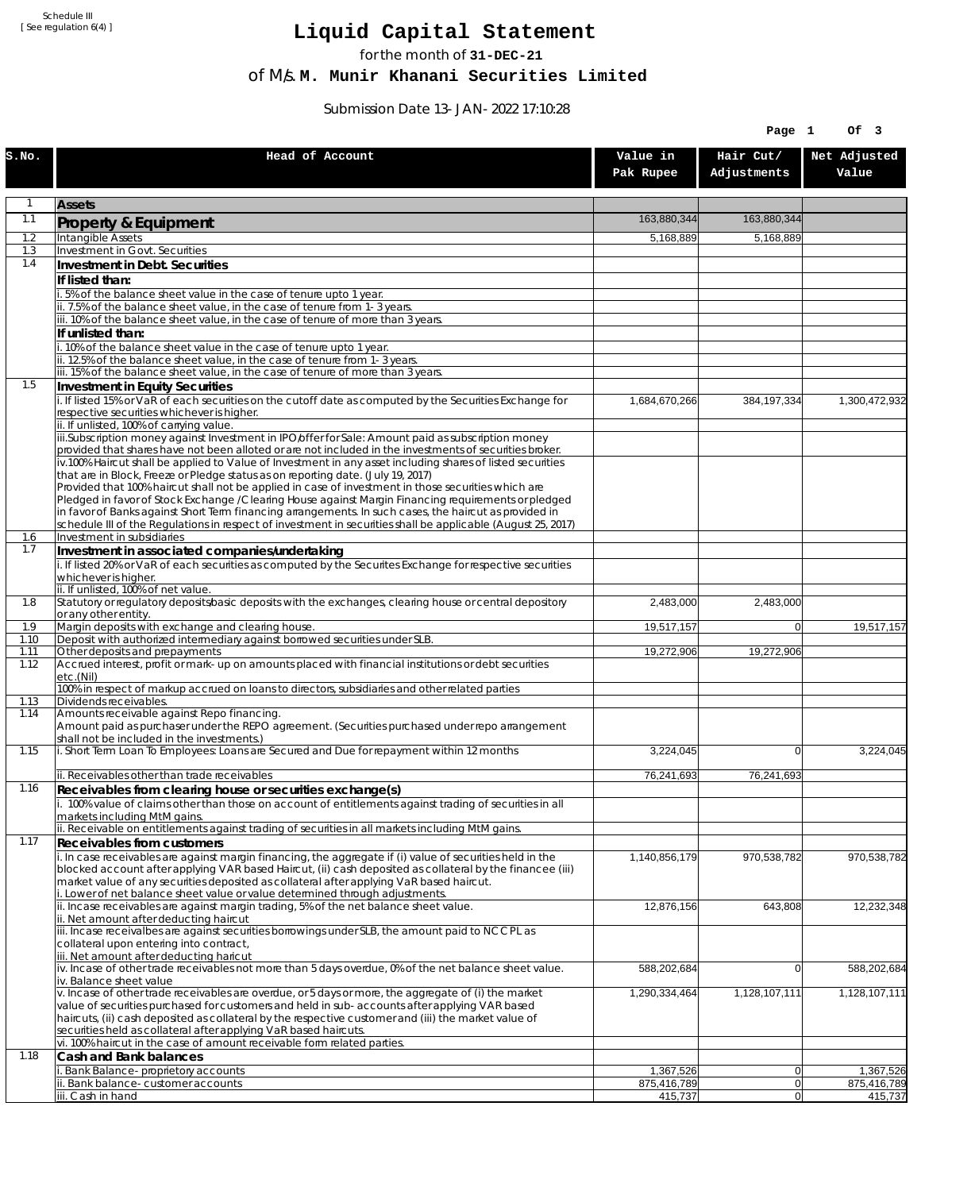Schedule III
[ See regulation 6(4) ]

# Liquid Capital Statement

for the month of **31-DEC-21**

of M/s. **M. Munir Khanani Securities Limited**

Submission Date 13-JAN-2022 17:10:28

| S.No. | Head of Account | Value in Pak Rupee | Hair Cut/ Adjustments | Net Adjusted Value |
|---|---|---|---|---|
| 1 | **Assets** | | | |
| 1.1 | **Property & Equipment** | 163,880,344 | 163,880,344 | |
| 1.2 | Intangible Assets | 5,168,889 | 5,168,889 | |
| 1.3 | Investment in Govt. Securities | | | |
| 1.4 | **Investment in Debt. Securities** | | | |
| | **If listed than:** | | | |
| | i. 5% of the balance sheet value in the case of tenure upto 1 year. | | | |
| | ii. 7.5% of the balance sheet value, in the case of tenure from 1-3 years. | | | |
| | iii. 10% of the balance sheet value, in the case of tenure of more than 3 years. | | | |
| | **If unlisted than:** | | | |
| | i. 10% of the balance sheet value in the case of tenure upto 1 year. | | | |
| | ii. 12.5% of the balance sheet value, in the case of tenure from 1-3 years. | | | |
| | iii. 15% of the balance sheet value, in the case of tenure of more than 3 years. | | | |
| 1.5 | **Investment in Equity Securities** | | | |
| | i. If listed 15% or VaR of each securities on the cutoff date as computed by the Securities Exchange for respective securities whichever is higher. | 1,684,670,266 | 384,197,334 | 1,300,472,932 |
| | ii. If unlisted, 100% of carrying value. | | | |
| | iii.Subscription money against Investment in IPO/offer for Sale: Amount paid as subscription money provided that shares have not been alloted or are not included in the investments of securities broker. | | | |
| | iv.100% Haircut shall be applied to Value of Investment in any asset including shares of listed securities that are in Block, Freeze or Pledge status as on reporting date. (July 19, 2017)<br>Provided that 100% haircut shall not be applied in case of investment in those securities which are Pledged in favor of Stock Exchange / Clearing House against Margin Financing requirements or pledged in favor of Banks against Short Term financing arrangements. In such cases, the haircut as provided in schedule III of the Regulations in respect of investment in securities shall be applicable (August 25, 2017) | | | |
| 1.6 | Investment in subsidiaries | | | |
| 1.7 | **Investment in associated companies/undertaking** | | | |
| | i. If listed 20% or VaR of each securities as computed by the Securites Exchange for respective securities whichever is higher. | | | |
| | ii. If unlisted, 100% of net value. | | | |
| 1.8 | Statutory or regulatory deposits/basic deposits with the exchanges, clearing house or central depository or any other entity. | 2,483,000 | 2,483,000 | |
| 1.9 | Margin deposits with exchange and clearing house. | 19,517,157 | 0 | 19,517,157 |
| 1.10 | Deposit with authorized intermediary against borrowed securities under SLB. | | | |
| 1.11 | Other deposits and prepayments | 19,272,906 | 19,272,906 | |
| 1.12 | Accrued interest, profit or mark-up on amounts placed with financial institutions or debt securities etc.(Nil) | | | |
| | 100% in respect of markup accrued on loans to directors, subsidiaries and other related parties | | | |
| 1.13 | Dividends receivables. | | | |
| 1.14 | Amounts receivable against Repo financing.<br>Amount paid as purchaser under the REPO agreement. (Securities purchased under repo arrangement shall not be included in the investments.) | | | |
| 1.15 | i. Short Term Loan To Employees: Loans are Secured and Due for repayment within 12 months | 3,224,045 | 0 | 3,224,045 |
| | ii. Receivables other than trade receivables | 76,241,693 | 76,241,693 | |
| 1.16 | **Receivables from clearing house or securities exchange(s)** | | | |
| | i. 100% value of claims other than those on account of entitlements against trading of securities in all markets including MtM gains. | | | |
| | ii. Receivable on entitlements against trading of securities in all markets including MtM gains. | | | |
| 1.17 | **Receivables from customers** | | | |
| | i. In case receivables are against margin financing, the aggregate if (i) value of securities held in the blocked account after applying VAR based Haircut, (ii) cash deposited as collateral by the financee (iii) market value of any securities deposited as collateral after applying VaR based haircut.<br>i. Lower of net balance sheet value or value determined through adjustments. | 1,140,856,179 | 970,538,782 | 970,538,782 |
| | ii. Incase receivables are against margin trading, 5% of the net balance sheet value.<br>ii. Net amount after deducting haircut | 12,876,156 | 643,808 | 12,232,348 |
| | iii. Incase receivalbes are against securities borrowings under SLB, the amount paid to NCCPL as collateral upon entering into contract,<br>iii. Net amount after deducting haricut | | | |
| | iv. Incase of other trade receivables not more than 5 days overdue, 0% of the net balance sheet value.<br>iv. Balance sheet value | 588,202,684 | 0 | 588,202,684 |
| | v. Incase of other trade receivables are overdue, or 5 days or more, the aggregate of (i) the market value of securities purchased for customers and held in sub-accounts after applying VAR based haircuts, (ii) cash deposited as collateral by the respective customer and (iii) the market value of securities held as collateral after applying VaR based haircuts. | 1,290,334,464 | 1,128,107,111 | 1,128,107,111 |
| | vi. 100% haircut in the case of amount receivable form related parties. | | | |
| 1.18 | **Cash and Bank balances** | | | |
| | i. Bank Balance-proprietory accounts | 1,367,526 | 0 | 1,367,526 |
| | ii. Bank balance-customer accounts | 875,416,789 | 0 | 875,416,789 |
| | iii. Cash in hand | 415,737 | 0 | 415,737 |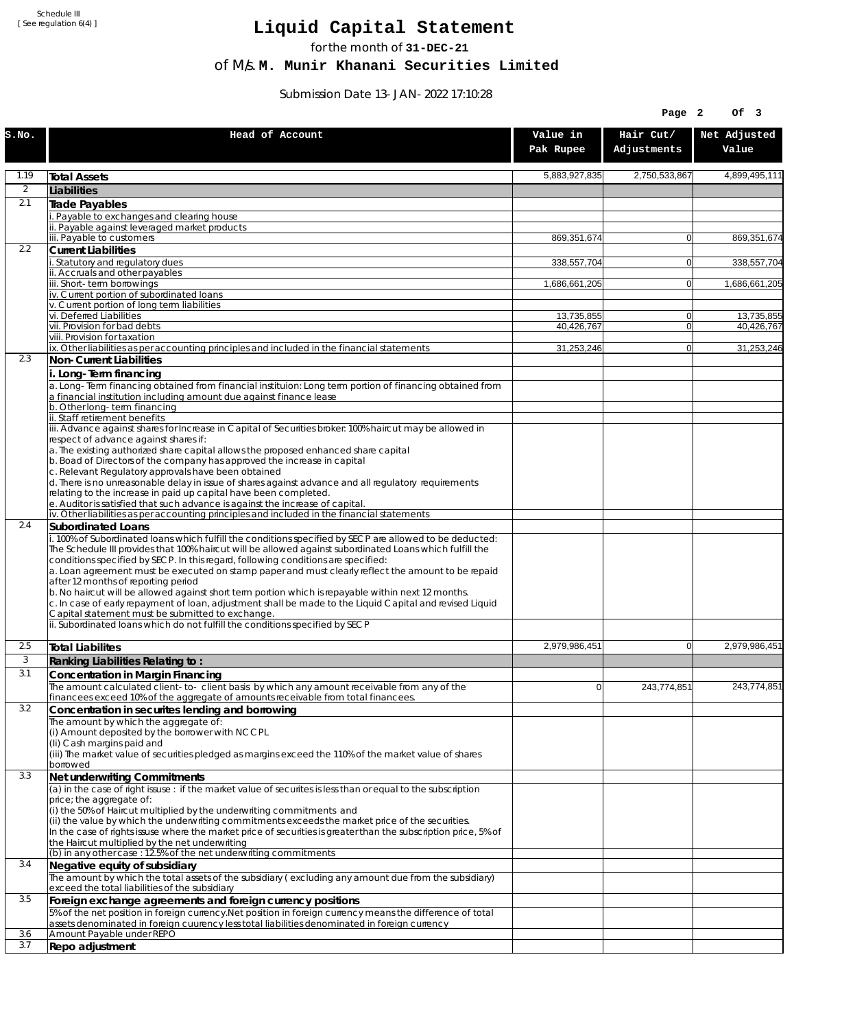Schedule III
[ See regulation 6(4) ]

# Liquid Capital Statement

for the month of **31-DEC-21**

of M/s. **M. Munir Khanani Securities Limited**

Submission Date 13-JAN-2022 17:10:28

| S.No. | Head of Account | Value in Pak Rupee | Hair Cut/ Adjustments | Net Adjusted Value |
|---|---|---|---|---|
| 1.19 | **Total Assets** | 5,883,927,835 | 2,750,533,867 | 4,899,495,111 |
| 2 | **Liabilities** | | | |
| 2.1 | **Trade Payables** | | | |
| | i. Payable to exchanges and clearing house | | | |
| | ii. Payable against leveraged market products | | | |
| | iii. Payable to customers | 869,351,674 | 0 | 869,351,674 |
| 2.2 | **Current Liabilities** | | | |
| | i. Statutory and regulatory dues | 338,557,704 | 0 | 338,557,704 |
| | ii. Accruals and other payables | | | |
| | iii. Short-term borrowings | 1,686,661,205 | 0 | 1,686,661,205 |
| | iv. Current portion of subordinated loans | | | |
| | v. Current portion of long term liabilities | | | |
| | vi. Deferred Liabilities | 13,735,855 | 0 | 13,735,855 |
| | vii. Provision for bad debts | 40,426,767 | 0 | 40,426,767 |
| | viii. Provision for taxation | | | |
| | ix. Other liabilities as per accounting principles and included in the financial statements | 31,253,246 | 0 | 31,253,246 |
| 2.3 | **Non-Current Liabilities** | | | |
| | **i. Long-Term financing** | | | |
| | a. Long-Term financing obtained from financial instituion: Long term portion of financing obtained from a financial institution including amount due against finance lease | | | |
| | b. Other long-term financing | | | |
| | ii. Staff retirement benefits | | | |
| | iii. Advance against shares for Increase in Capital of Securities broker: 100% haircut may be allowed in respect of advance against shares if:<br>a. The existing authorized share capital allows the proposed enhanced share capital<br>b. Boad of Directors of the company has approved the increase in capital<br>c. Relevant Regulatory approvals have been obtained<br>d. There is no unreasonable delay in issue of shares against advance and all regulatory requirements relating to the increase in paid up capital have been completed.<br>e. Auditor is satisfied that such advance is against the increase of capital. | | | |
| | iv. Other liabilities as per accounting principles and included in the financial statements | | | |
| 2.4 | **Subordinated Loans** | | | |
| | i. 100% of Subordinated loans which fulfill the conditions specified by SECP are allowed to be deducted: The Schedule III provides that 100% haircut will be allowed against subordinated Loans which fulfill the conditions specified by SECP. In this regard, following conditions are specified:<br>a. Loan agreement must be executed on stamp paper and must clearly reflect the amount to be repaid after 12 months of reporting period<br>b. No haircut will be allowed against short term portion which is repayable within next 12 months.<br>c. In case of early repayment of loan, adjustment shall be made to the Liquid Capital and revised Liquid Capital statement must be submitted to exchange. | | | |
| | ii. Subordinated loans which do not fulfill the conditions specified by SECP | | | |
| 2.5 | **Total Liabilites** | 2,979,986,451 | 0 | 2,979,986,451 |
| 3 | **Ranking Liabilities Relating to :** | | | |
| 3.1 | **Concentration in Margin Financing** | | | |
| | The amount calculated client-to- client basis by which any amount receivable from any of the financees exceed 10% of the aggregate of amounts receivable from total financees. | 0 | 243,774,851 | 243,774,851 |
| 3.2 | **Concentration in securites lending and borrowing** | | | |
| | The amount by which the aggregate of:<br>(i) Amount deposited by the borrower with NCCPL<br>(Ii) Cash margins paid and<br>(iii) The market value of securities pledged as margins exceed the 110% of the market value of shares borrowed | | | |
| 3.3 | **Net underwriting Commitments** | | | |
| | (a) in the case of right issuse : if the market value of securites is less than or equal to the subscription price; the aggregate of:<br>(i) the 50% of Haircut multiplied by the underwriting commitments and<br>(ii) the value by which the underwriting commitments exceeds the market price of the securities.<br>In the case of rights issuse where the market price of securities is greater than the subscription price, 5% of the Haircut multiplied by the net underwriting | | | |
| | (b) in any other case : 12.5% of the net underwriting commitments | | | |
| 3.4 | **Negative equity of subsidiary** | | | |
| | The amount by which the total assets of the subsidiary ( excluding any amount due from the subsidiary) exceed the total liabilities of the subsidiary | | | |
| 3.5 | **Foreign exchange agreements and foreign currency positions** | | | |
| | 5% of the net position in foreign currency.Net position in foreign currency means the difference of total assets denominated in foreign cuurency less total liabilities denominated in foreign currency | | | |
| 3.6 | Amount Payable under REPO | | | |
| 3.7 | **Repo adjustment** | | | |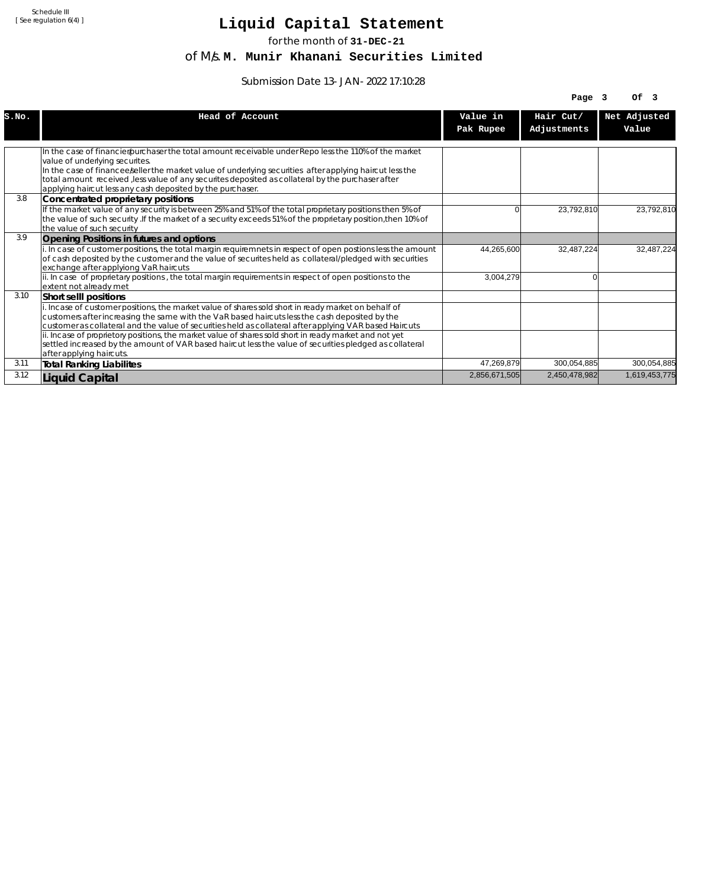Schedule III
[ See regulation 6(4) ]

# Liquid Capital Statement

for the month of **31-DEC-21**

of M/s. **M. Munir Khanani Securities Limited**

Submission Date 13-JAN-2022 17:10:28

| S.No. | Head of Account | Value in Pak Rupee | Hair Cut/ Adjustments | Net Adjusted Value |
|---|---|---|---|---|
| | In the case of financier/purchaser the total amount receivable under Repo less the 110% of the market value of underlying securites.<br>In the case of financee/seller the market value of underlying securities after applying haircut less the total amount received ,less value of any securites deposited as collateral by the purchaser after applying haircut less any cash deposited by the purchaser. | | | |
| 3.8 | **Concentrated proprietary positions** | | | |
| | If the market value of any security is between 25% and 51% of the total proprietary positions then 5% of the value of such security .If the market of a security exceeds 51% of the proprietary position,then 10% of the value of such security | 0 | 23,792,810 | 23,792,810 |
| 3.9 | **Opening Positions in futures and options** | | | |
| | i. In case of customer positions, the total margin requiremnets in respect of open postions less the amount of cash deposited by the customer and the value of securites held as collateral/pledged with securities exchange after applyiong VaR haircuts | 44,265,600 | 32,487,224 | 32,487,224 |
| | ii. In case of proprietary positions , the total margin requirements in respect of open positions to the extent not already met | 3,004,279 | 0 | |
| 3.10 | **Short selll positions** | | | |
| | i. Incase of customer positions, the market value of shares sold short in ready market on behalf of customers after increasing the same with the VaR based haircuts less the cash deposited by the customer as collateral and the value of securities held as collateral after applying VAR based Haircuts | | | |
| | ii. Incase of proprietory positions, the market value of shares sold short in ready market and not yet settled increased by the amount of VAR based haircut less the value of securities pledged as collateral after applying haircuts. | | | |
| 3.11 | **Total Ranking Liabilites** | 47,269,879 | 300,054,885 | 300,054,885 |
| 3.12 | **Liquid Capital** | 2,856,671,505 | 2,450,478,982 | 1,619,453,775 |